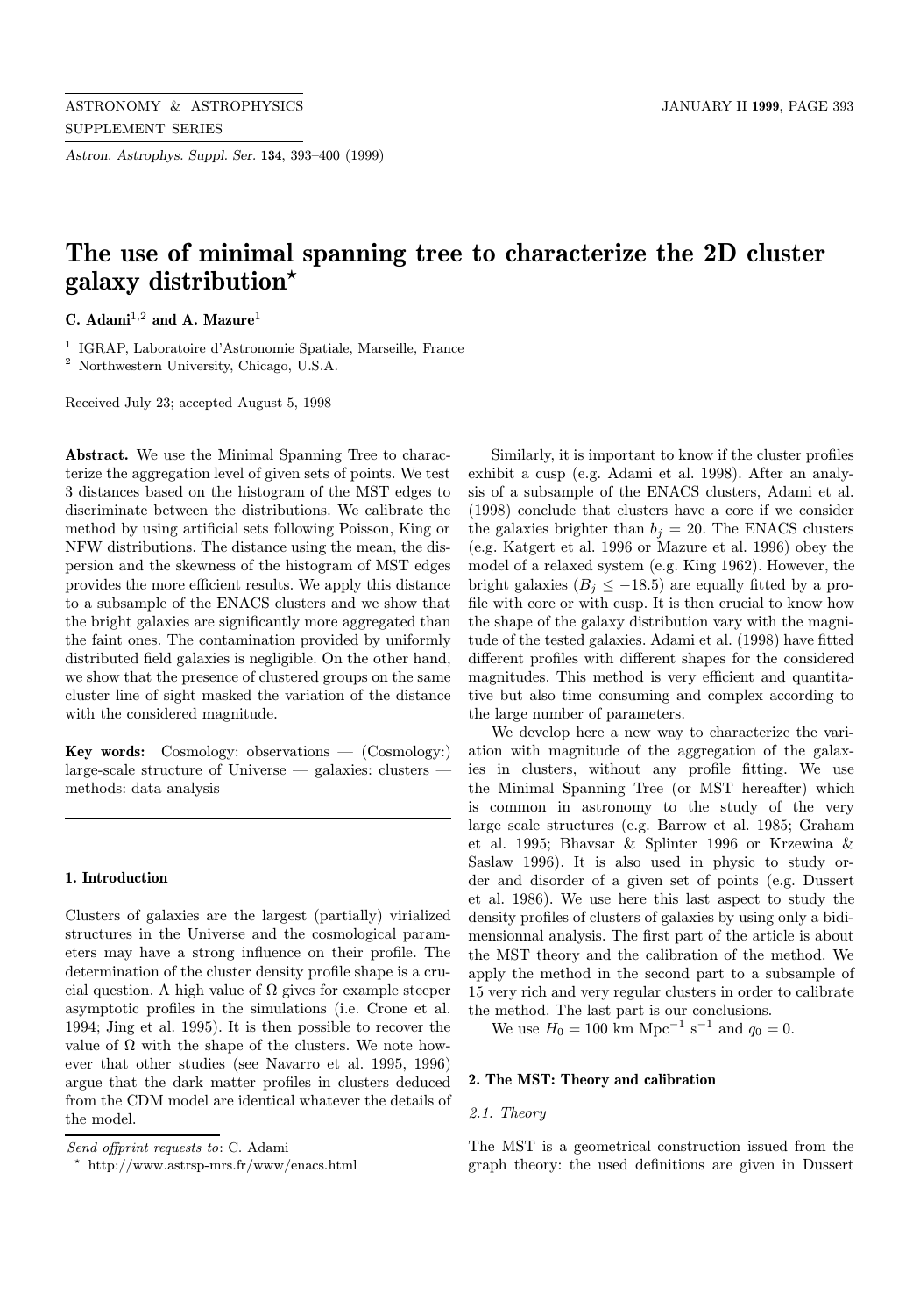# The use of minimal spanning tree to characterize the 2D cluster galaxy distribution*

**C. Adami**[1,2] **and A. Mazure**[1]

[1] IGRAP, Laboratoire d'Astronomie Spatiale, Marseille, France

[2] Northwestern University, Chicago, U.S.A.

Received July 23; accepted August 5, 1998

**Abstract.** We use the Minimal Spanning Tree to characterize the aggregation level of given sets of points. We test 3 distances based on the histogram of the MST edges to discriminate between the distributions. We calibrate the method by using artificial sets following Poisson, King or NFW distributions. The distance using the mean, the dispersion and the skewness of the histogram of MST edges provides the more efficient results. We apply this distance to a subsample of the ENACS clusters and we show that the bright galaxies are significantly more aggregated than the faint ones. The contamination provided by uniformly distributed field galaxies is negligible. On the other hand, we show that the presence of clustered groups on the same cluster line of sight masked the variation of the distance with the considered magnitude.

**Key words:** Cosmology: observations — (Cosmology:) large-scale structure of Universe — galaxies: clusters — methods: data analysis

## 1. Introduction

Clusters of galaxies are the largest (partially) virialized structures in the Universe and the cosmological parameters may have a strong influence on their profile. The determination of the cluster density profile shape is a crucial question. A high value of $\Omega$ gives for example steeper asymptotic profiles in the simulations (i.e. Crone et al. 1994; Jing et al. 1995). It is then possible to recover the value of $\Omega$ with the shape of the clusters. We note however that other studies (see Navarro et al. 1995, 1996) argue that the dark matter profiles in clusters deduced from the CDM model are identical whatever the details of the model.

Similarly, it is important to know if the cluster profiles exhibit a cusp (e.g. Adami et al. 1998). After an analysis of a subsample of the ENACS clusters, Adami et al. (1998) conclude that clusters have a core if we consider the galaxies brighter than $b_j = 20$. The ENACS clusters (e.g. Katgert et al. 1996 or Mazure et al. 1996) obey the model of a relaxed system (e.g. King 1962). However, the bright galaxies ($B_j \leq -18.5$) are equally fitted by a profile with core or with cusp. It is then crucial to know how the shape of the galaxy distribution vary with the magnitude of the tested galaxies. Adami et al. (1998) have fitted different profiles with different shapes for the considered magnitudes. This method is very efficient and quantitative but also time consuming and complex according to the large number of parameters.

We develop here a new way to characterize the variation with magnitude of the aggregation of the galaxies in clusters, without any profile fitting. We use the Minimal Spanning Tree (or MST hereafter) which is common in astronomy to the study of the very large scale structures (e.g. Barrow et al. 1985; Graham et al. 1995; Bhavsar & Splinter 1996 or Krzewina & Saslaw 1996). It is also used in physic to study order and disorder of a given set of points (e.g. Dussert et al. 1986). We use here this last aspect to study the density profiles of clusters of galaxies by using only a bidimensionnal analysis. The first part of the article is about the MST theory and the calibration of the method. We apply the method in the second part to a subsample of 15 very rich and very regular clusters in order to calibrate the method. The last part is our conclusions.

We use $H_0 = 100$ km Mpc$^{-1}$ s$^{-1}$ and $q_0 = 0$.

## 2. The MST: Theory and calibration

### 2.1. Theory

The MST is a geometrical construction issued from the graph theory: the used definitions are given in Dussert

---

*Send offprint requests to*: C. Adami

* http://www.astrsp-mrs.fr/www/enacs.html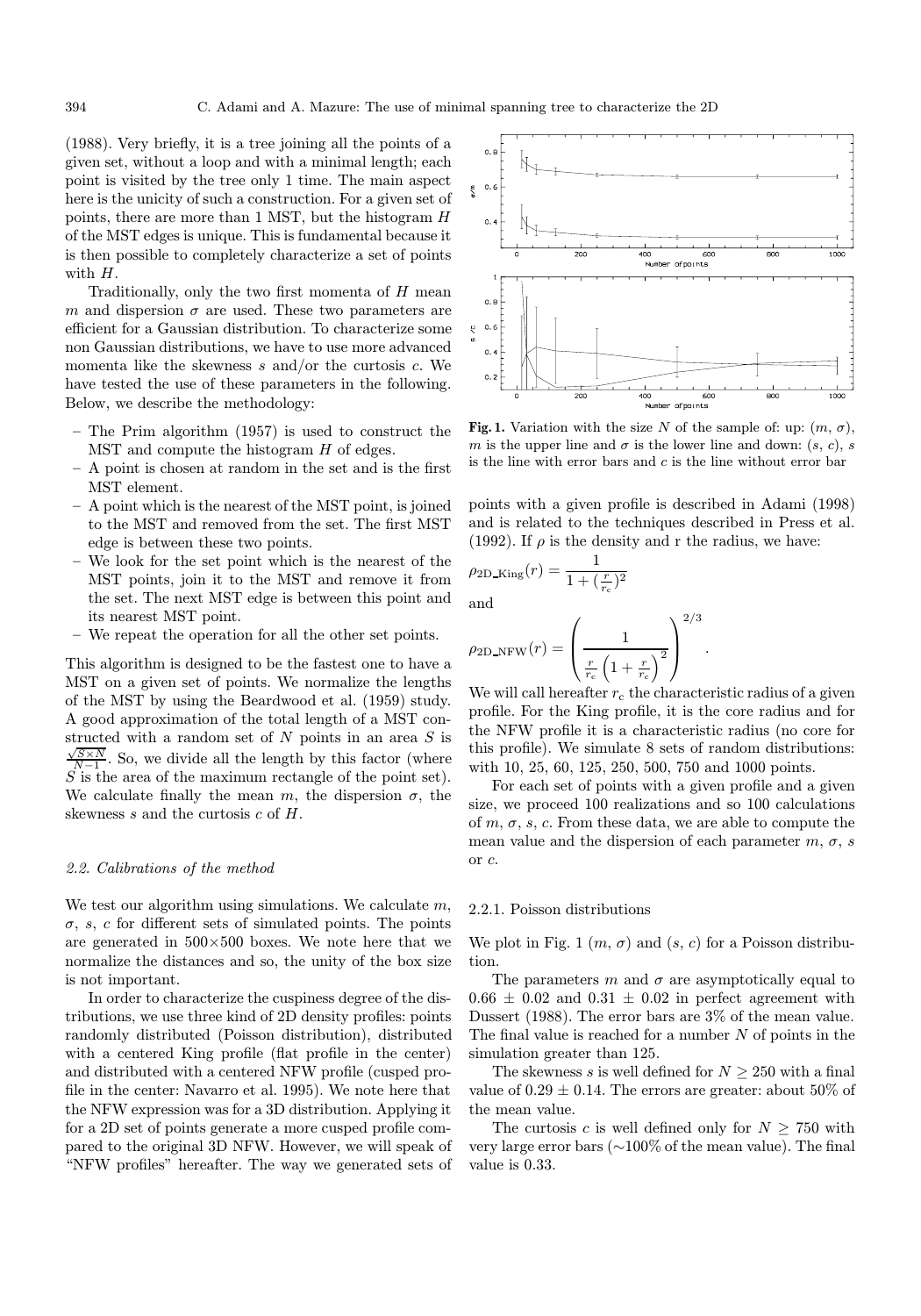(1988). Very briefly, it is a tree joining all the points of a given set, without a loop and with a minimal length; each point is visited by the tree only 1 time. The main aspect here is the unicity of such a construction. For a given set of points, there are more than 1 MST, but the histogram $H$ of the MST edges is unique. This is fundamental because it is then possible to completely characterize a set of points with $H$.

Traditionally, only the two first momenta of $H$ mean $m$ and dispersion $\sigma$ are used. These two parameters are efficient for a Gaussian distribution. To characterize some non Gaussian distributions, we have to use more advanced momenta like the skewness $s$ and/or the curtosis $c$. We have tested the use of these parameters in the following. Below, we describe the methodology:

– The Prim algorithm (1957) is used to construct the MST and compute the histogram $H$ of edges.
– A point is chosen at random in the set and is the first MST element.
– A point which is the nearest of the MST point, is joined to the MST and removed from the set. The first MST edge is between these two points.
– We look for the set point which is the nearest of the MST points, join it to the MST and remove it from the set. The next MST edge is between this point and its nearest MST point.
– We repeat the operation for all the other set points.

This algorithm is designed to be the fastest one to have a MST on a given set of points. We normalize the lengths of the MST by using the Beardwood et al. (1959) study. A good approximation of the total length of a MST constructed with a random set of $N$ points in an area $S$ is $\frac{\sqrt{S \times N}}{N-1}$. So, we divide all the length by this factor (where $S$ is the area of the maximum rectangle of the point set). We calculate finally the mean $m$, the dispersion $\sigma$, the skewness $s$ and the curtosis $c$ of $H$.

### 2.2. Calibrations of the method

We test our algorithm using simulations. We calculate $m$, $\sigma$, $s$, $c$ for different sets of simulated points. The points are generated in 500×500 boxes. We note here that we normalize the distances and so, the unity of the box size is not important.

In order to characterize the cuspiness degree of the distributions, we use three kind of 2D density profiles: points randomly distributed (Poisson distribution), distributed with a centered King profile (flat profile in the center) and distributed with a centered NFW profile (cusped profile in the center: Navarro et al. 1995). We note here that the NFW expression was for a 3D distribution. Applying it for a 2D set of points generate a more cusped profile compared to the original 3D NFW. However, we will speak of "NFW profiles" hereafter. The way we generated sets of points with a given profile is described in Adami (1998) and is related to the techniques described in Press et al. (1992). If $\rho$ is the density and r the radius, we have:

$$\rho_{\rm 2D\_King}(r) = \frac{1}{1 + (\frac{r}{r_c})^2}$$

and

$$\rho_{\rm 2D\_NFW}(r) = \left( \frac{1}{\frac{r}{r_c}\left(1 + \frac{r}{r_c}\right)^2} \right)^{2/3}.$$

We will call hereafter $r_c$ the characteristic radius of a given profile. For the King profile, it is the core radius and for the NFW profile it is a characteristic radius (no core for this profile). We simulate 8 sets of random distributions: with 10, 25, 60, 125, 250, 500, 750 and 1000 points.

For each set of points with a given profile and a given size, we proceed 100 realizations and so 100 calculations of $m$, $\sigma$, $s$, $c$. From these data, we are able to compute the mean value and the dispersion of each parameter $m$, $\sigma$, $s$ or $c$.

**Fig. 1.** Variation with the size $N$ of the sample of: up: $(m, \sigma)$, $m$ is the upper line and $\sigma$ is the lower line and down: $(s, c)$, $s$ is the line with error bars and $c$ is the line without error bar

#### 2.2.1. Poisson distributions

We plot in Fig. 1 $(m, \sigma)$ and $(s, c)$ for a Poisson distribution.

The parameters $m$ and $\sigma$ are asymptotically equal to $0.66 \pm 0.02$ and $0.31 \pm 0.02$ in perfect agreement with Dussert (1988). The error bars are 3% of the mean value. The final value is reached for a number $N$ of points in the simulation greater than 125.

The skewness $s$ is well defined for $N \geq 250$ with a final value of $0.29 \pm 0.14$. The errors are greater: about 50% of the mean value.

The curtosis $c$ is well defined only for $N \geq 750$ with very large error bars (∼100% of the mean value). The final value is 0.33.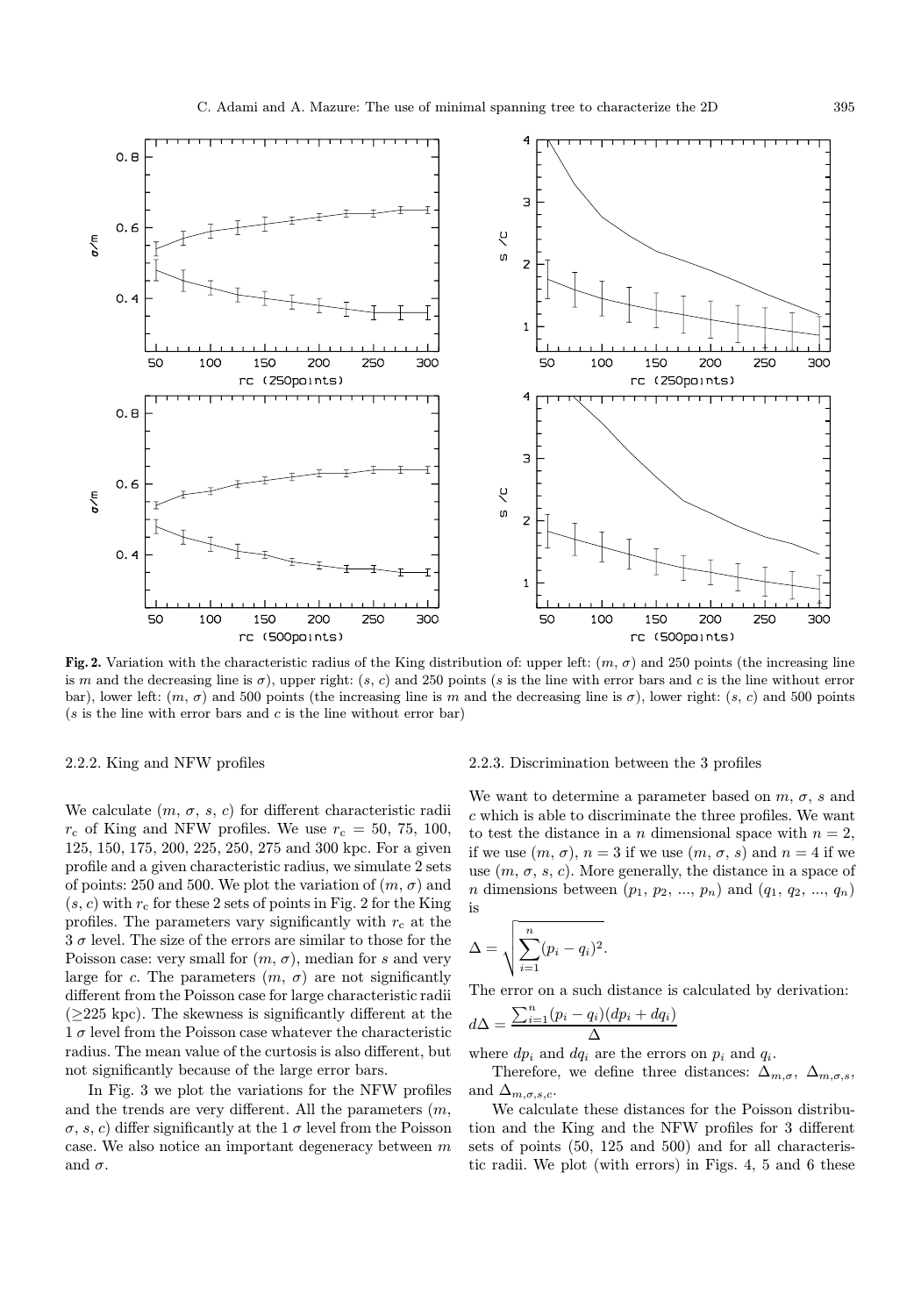**Fig. 2.** Variation with the characteristic radius of the King distribution of: upper left: ($m$, $\sigma$) and 250 points (the increasing line is $m$ and the decreasing line is $\sigma$), upper right: ($s$, $c$) and 250 points ($s$ is the line with error bars and $c$ is the line without error bar), lower left: ($m$, $\sigma$) and 500 points (the increasing line is $m$ and the decreasing line is $\sigma$), lower right: ($s$, $c$) and 500 points ($s$ is the line with error bars and $c$ is the line without error bar)

#### 2.2.2. King and NFW profiles

We calculate ($m$, $\sigma$, $s$, $c$) for different characteristic radii $r_c$ of King and NFW profiles. We use $r_c$ = 50, 75, 100, 125, 150, 175, 200, 225, 250, 275 and 300 kpc. For a given profile and a given characteristic radius, we simulate 2 sets of points: 250 and 500. We plot the variation of ($m$, $\sigma$) and ($s$, $c$) with $r_c$ for these 2 sets of points in Fig. 2 for the King profiles. The parameters vary significantly with $r_c$ at the 3 $\sigma$ level. The size of the errors are similar to those for the Poisson case: very small for ($m$, $\sigma$), median for $s$ and very large for $c$. The parameters ($m$, $\sigma$) are not significantly different from the Poisson case for large characteristic radii ($\geq$225 kpc). The skewness is significantly different at the 1 $\sigma$ level from the Poisson case whatever the characteristic radius. The mean value of the curtosis is also different, but not significantly because of the large error bars.

In Fig. 3 we plot the variations for the NFW profiles and the trends are very different. All the parameters ($m$, $\sigma$, $s$, $c$) differ significantly at the 1 $\sigma$ level from the Poisson case. We also notice an important degeneracy between $m$ and $\sigma$.

#### 2.2.3. Discrimination between the 3 profiles

We want to determine a parameter based on $m$, $\sigma$, $s$ and $c$ which is able to discriminate the three profiles. We want to test the distance in a $n$ dimensional space with $n = 2$, if we use ($m$, $\sigma$), $n = 3$ if we use ($m$, $\sigma$, $s$) and $n = 4$ if we use ($m$, $\sigma$, $s$, $c$). More generally, the distance in a space of $n$ dimensions between ($p_1$, $p_2$, ..., $p_n$) and ($q_1$, $q_2$, ..., $q_n$) is

$$\Delta = \sqrt{\sum_{i=1}^{n} (p_i - q_i)^2}.$$

The error on a such distance is calculated by derivation:

$$d\Delta = \frac{\sum_{i=1}^{n} (p_i - q_i)(dp_i + dq_i)}{\Delta}$$

where $dp_i$ and $dq_i$ are the errors on $p_i$ and $q_i$.

Therefore, we define three distances: $\Delta_{m,\sigma}$, $\Delta_{m,\sigma,s}$, and $\Delta_{m,\sigma,s,c}$.

We calculate these distances for the Poisson distribution and the King and the NFW profiles for 3 different sets of points (50, 125 and 500) and for all characteristic radii. We plot (with errors) in Figs. 4, 5 and 6 these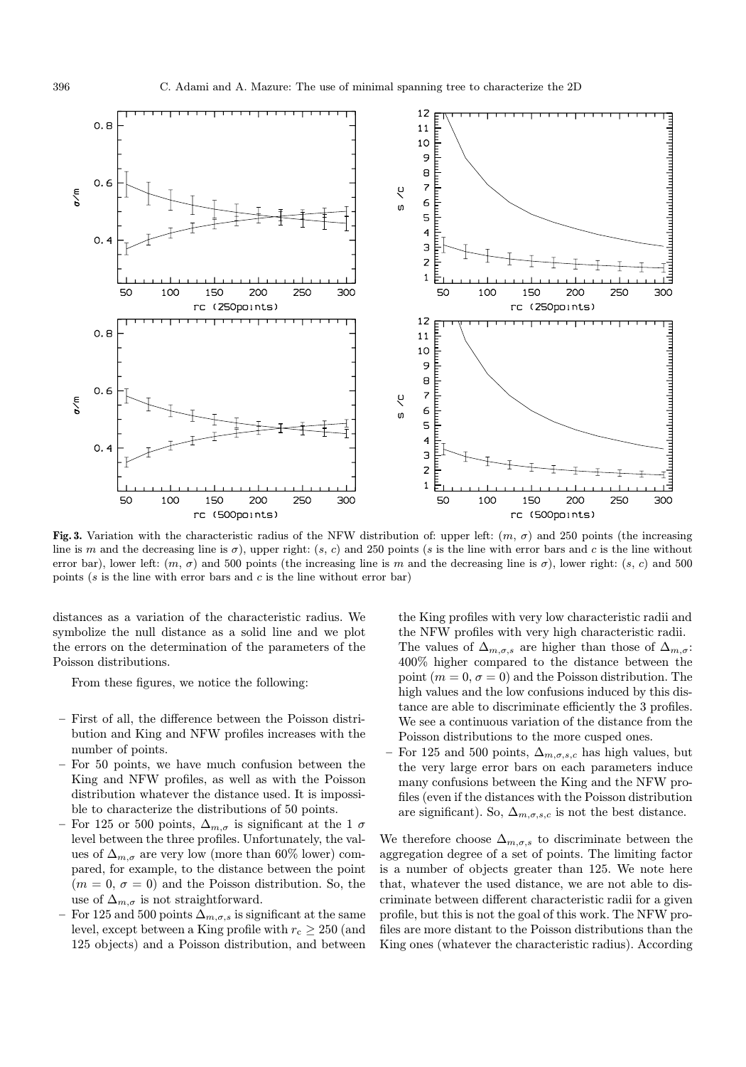**Fig. 3.** Variation with the characteristic radius of the NFW distribution of: upper left: ($m$, $\sigma$) and 250 points (the increasing line is $m$ and the decreasing line is $\sigma$), upper right: ($s$, $c$) and 250 points ($s$ is the line with error bars and $c$ is the line without error bar), lower left: ($m$, $\sigma$) and 500 points (the increasing line is $m$ and the decreasing line is $\sigma$), lower right: ($s$, $c$) and 500 points ($s$ is the line with error bars and $c$ is the line without error bar)

distances as a variation of the characteristic radius. We symbolize the null distance as a solid line and we plot the errors on the determination of the parameters of the Poisson distributions.

From these figures, we notice the following:

- First of all, the difference between the Poisson distribution and King and NFW profiles increases with the number of points.
- For 50 points, we have much confusion between the King and NFW profiles, as well as with the Poisson distribution whatever the distance used. It is impossible to characterize the distributions of 50 points.
- For 125 or 500 points, $\Delta_{m,\sigma}$ is significant at the 1 $\sigma$ level between the three profiles. Unfortunately, the values of $\Delta_{m,\sigma}$ are very low (more than 60% lower) compared, for example, to the distance between the point ($m = 0$, $\sigma = 0$) and the Poisson distribution. So, the use of $\Delta_{m,\sigma}$ is not straightforward.
- For 125 and 500 points $\Delta_{m,\sigma,s}$ is significant at the same level, except between a King profile with $r_c \geq 250$ (and 125 objects) and a Poisson distribution, and between the King profiles with very low characteristic radii and the NFW profiles with very high characteristic radii. The values of $\Delta_{m,\sigma,s}$ are higher than those of $\Delta_{m,\sigma}$: 400% higher compared to the distance between the point ($m = 0$, $\sigma = 0$) and the Poisson distribution. The high values and the low confusions induced by this distance are able to discriminate efficiently the 3 profiles. We see a continuous variation of the distance from the Poisson distributions to the more cusped ones.
- For 125 and 500 points, $\Delta_{m,\sigma,s,c}$ has high values, but the very large error bars on each parameters induce many confusions between the King and the NFW profiles (even if the distances with the Poisson distribution are significant). So, $\Delta_{m,\sigma,s,c}$ is not the best distance.

We therefore choose $\Delta_{m,\sigma,s}$ to discriminate between the aggregation degree of a set of points. The limiting factor is a number of objects greater than 125. We note here that, whatever the used distance, we are not able to discriminate between different characteristic radii for a given profile, but this is not the goal of this work. The NFW profiles are more distant to the Poisson distributions than the King ones (whatever the characteristic radius). According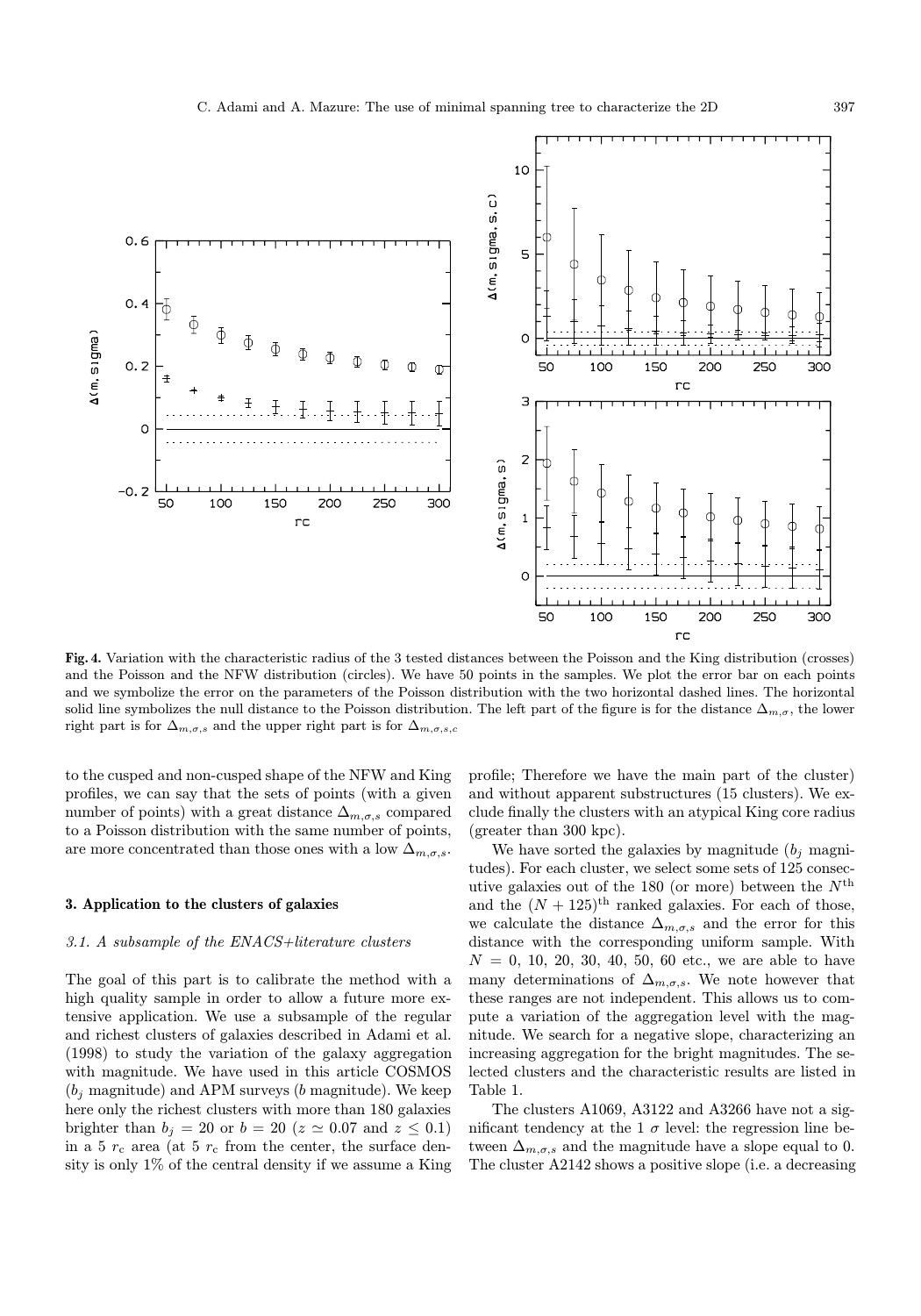**Fig. 4.** Variation with the characteristic radius of the 3 tested distances between the Poisson and the King distribution (crosses) and the Poisson and the NFW distribution (circles). We have 50 points in the samples. We plot the error bar on each points and we symbolize the error on the parameters of the Poisson distribution with the two horizontal dashed lines. The horizontal solid line symbolizes the null distance to the Poisson distribution. The left part of the figure is for the distance $\Delta_{m,\sigma}$, the lower right part is for $\Delta_{m,\sigma,s}$ and the upper right part is for $\Delta_{m,\sigma,s,c}$

to the cusped and non-cusped shape of the NFW and King profiles, we can say that the sets of points (with a given number of points) with a great distance $\Delta_{m,\sigma,s}$ compared to a Poisson distribution with the same number of points, are more concentrated than those ones with a low $\Delta_{m,\sigma,s}$.

## 3. Application to the clusters of galaxies

### 3.1. A subsample of the ENACS+literature clusters

The goal of this part is to calibrate the method with a high quality sample in order to allow a future more extensive application. We use a subsample of the regular and richest clusters of galaxies described in Adami et al. (1998) to study the variation of the galaxy aggregation with magnitude. We have used in this article COSMOS ($b_j$ magnitude) and APM surveys ($b$ magnitude). We keep here only the richest clusters with more than 180 galaxies brighter than $b_j = 20$ or $b = 20$ ($z \simeq 0.07$ and $z \leq 0.1$) in a 5 $r_c$ area (at 5 $r_c$ from the center, the surface density is only 1% of the central density if we assume a King profile; Therefore we have the main part of the cluster) and without apparent substructures (15 clusters). We exclude finally the clusters with an atypical King core radius (greater than 300 kpc).

We have sorted the galaxies by magnitude ($b_j$ magnitudes). For each cluster, we select some sets of 125 consecutive galaxies out of the 180 (or more) between the $N^{\rm th}$ and the $(N + 125)^{\rm th}$ ranked galaxies. For each of those, we calculate the distance $\Delta_{m,\sigma,s}$ and the error for this distance with the corresponding uniform sample. With $N = 0$, 10, 20, 30, 40, 50, 60 etc., we are able to have many determinations of $\Delta_{m,\sigma,s}$. We note however that these ranges are not independent. This allows us to compute a variation of the aggregation level with the magnitude. We search for a negative slope, characterizing an increasing aggregation for the bright magnitudes. The selected clusters and the characteristic results are listed in Table 1.

The clusters A1069, A3122 and A3266 have not a significant tendency at the 1 $\sigma$ level: the regression line between $\Delta_{m,\sigma,s}$ and the magnitude have a slope equal to 0. The cluster A2142 shows a positive slope (i.e. a decreasing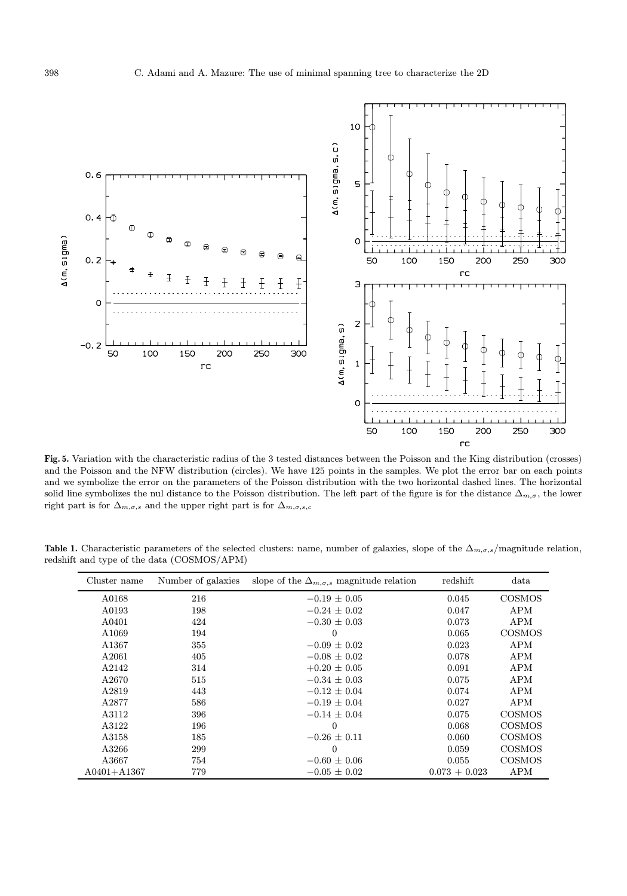**Fig. 5.** Variation with the characteristic radius of the 3 tested distances between the Poisson and the King distribution (crosses) and the Poisson and the NFW distribution (circles). We have 125 points in the samples. We plot the error bar on each points and we symbolize the error on the parameters of the Poisson distribution with the two horizontal dashed lines. The horizontal solid line symbolizes the nul distance to the Poisson distribution. The left part of the figure is for the distance $\Delta_{m,\sigma}$, the lower right part is for $\Delta_{m,\sigma,s}$ and the upper right part is for $\Delta_{m,\sigma,s,c}$

**Table 1.** Characteristic parameters of the selected clusters: name, number of galaxies, slope of the $\Delta_{m,\sigma,s}$/magnitude relation, redshift and type of the data (COSMOS/APM)

| Cluster name | Number of galaxies | slope of the $\Delta_{m,\sigma,s}$ magnitude relation | redshift | data |
|---|---|---|---|---|
| A0168 | 216 | $-0.19 \pm 0.05$ | 0.045 | COSMOS |
| A0193 | 198 | $-0.24 \pm 0.02$ | 0.047 | APM |
| A0401 | 424 | $-0.30 \pm 0.03$ | 0.073 | APM |
| A1069 | 194 | 0 | 0.065 | COSMOS |
| A1367 | 355 | $-0.09 \pm 0.02$ | 0.023 | APM |
| A2061 | 405 | $-0.08 \pm 0.02$ | 0.078 | APM |
| A2142 | 314 | $+0.20 \pm 0.05$ | 0.091 | APM |
| A2670 | 515 | $-0.34 \pm 0.03$ | 0.075 | APM |
| A2819 | 443 | $-0.12 \pm 0.04$ | 0.074 | APM |
| A2877 | 586 | $-0.19 \pm 0.04$ | 0.027 | APM |
| A3112 | 396 | $-0.14 \pm 0.04$ | 0.075 | COSMOS |
| A3122 | 196 | 0 | 0.068 | COSMOS |
| A3158 | 185 | $-0.26 \pm 0.11$ | 0.060 | COSMOS |
| A3266 | 299 | 0 | 0.059 | COSMOS |
| A3667 | 754 | $-0.60 \pm 0.06$ | 0.055 | COSMOS |
| A0401+A1367 | 779 | $-0.05 \pm 0.02$ | $0.073 + 0.023$ | APM |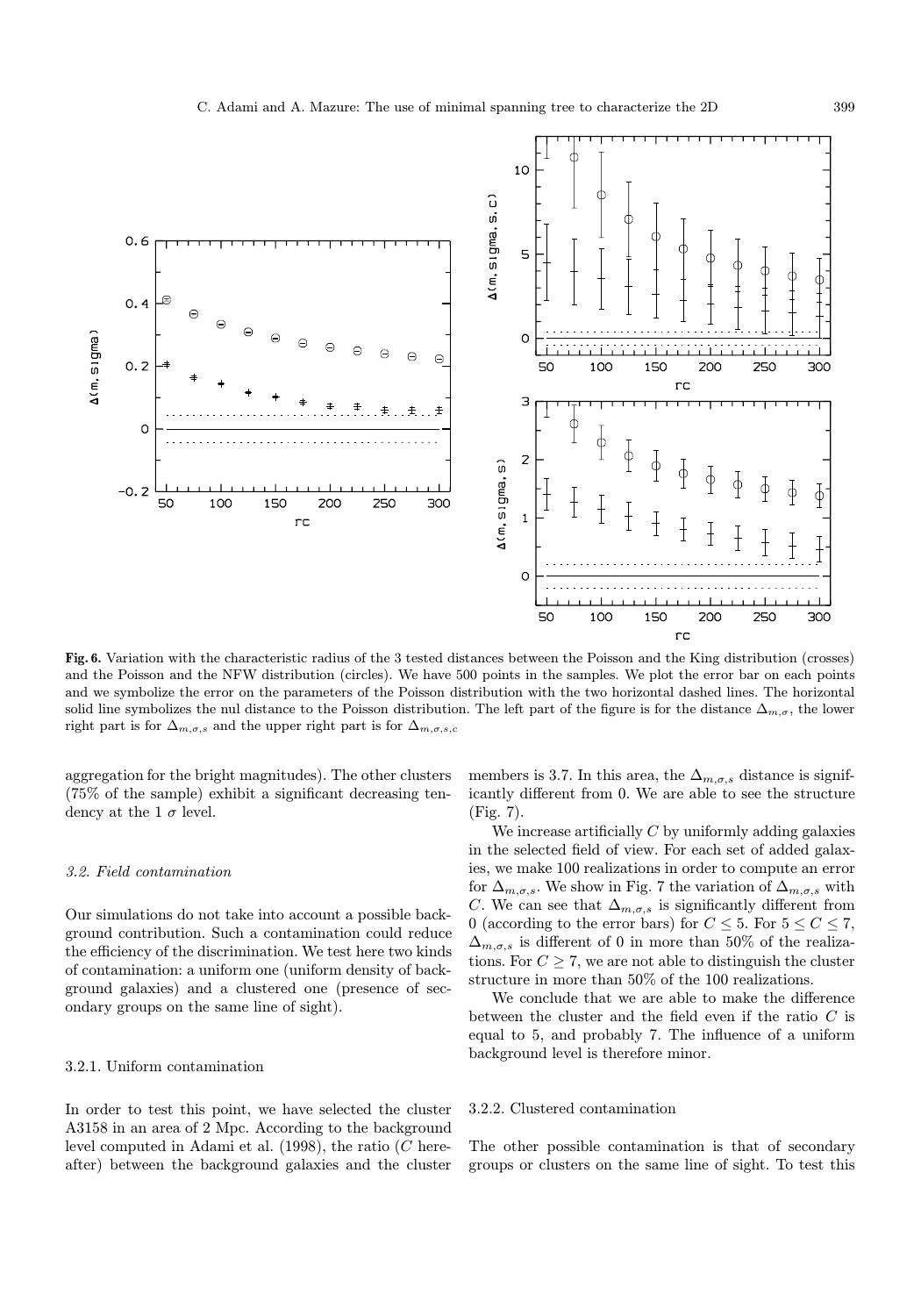**Fig. 6.** Variation with the characteristic radius of the 3 tested distances between the Poisson and the King distribution (crosses) and the Poisson and the NFW distribution (circles). We have 500 points in the samples. We plot the error bar on each points and we symbolize the error on the parameters of the Poisson distribution with the two horizontal dashed lines. The horizontal solid line symbolizes the nul distance to the Poisson distribution. The left part of the figure is for the distance $\Delta_{m,\sigma}$, the lower right part is for $\Delta_{m,\sigma,s}$ and the upper right part is for $\Delta_{m,\sigma,s,c}$

aggregation for the bright magnitudes). The other clusters (75% of the sample) exhibit a significant decreasing tendency at the 1 $\sigma$ level.

#### *3.2. Field contamination*

Our simulations do not take into account a possible background contribution. Such a contamination could reduce the efficiency of the discrimination. We test here two kinds of contamination: a uniform one (uniform density of background galaxies) and a clustered one (presence of secondary groups on the same line of sight).

##### 3.2.1. Uniform contamination

In order to test this point, we have selected the cluster A3158 in an area of 2 Mpc. According to the background level computed in Adami et al. (1998), the ratio ($C$ hereafter) between the background galaxies and the cluster members is 3.7. In this area, the $\Delta_{m,\sigma,s}$ distance is significantly different from 0. We are able to see the structure (Fig. 7).

We increase artificially $C$ by uniformly adding galaxies in the selected field of view. For each set of added galaxies, we make 100 realizations in order to compute an error for $\Delta_{m,\sigma,s}$. We show in Fig. 7 the variation of $\Delta_{m,\sigma,s}$ with $C$. We can see that $\Delta_{m,\sigma,s}$ is significantly different from 0 (according to the error bars) for $C \leq 5$. For $5 \leq C \leq 7$, $\Delta_{m,\sigma,s}$ is different of 0 in more than 50% of the realizations. For $C \geq 7$, we are not able to distinguish the cluster structure in more than 50% of the 100 realizations.

We conclude that we are able to make the difference between the cluster and the field even if the ratio $C$ is equal to 5, and probably 7. The influence of a uniform background level is therefore minor.

##### 3.2.2. Clustered contamination

The other possible contamination is that of secondary groups or clusters on the same line of sight. To test this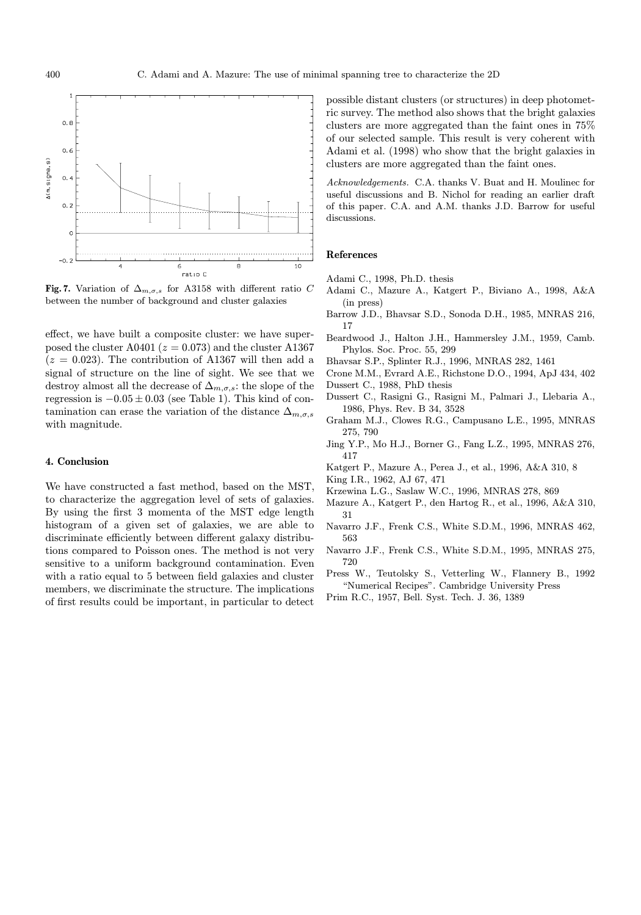1

0.8

0.6

0.4

0.2

0

−0.2

Δ(m, sigma, s)

4

6

8

10

ratio C

**Fig. 7.** Variation of $\Delta_{m,\sigma,s}$ for A3158 with different ratio $C$ between the number of background and cluster galaxies

effect, we have built a composite cluster: we have superposed the cluster A0401 ($z = 0.073$) and the cluster A1367 ($z = 0.023$). The contribution of A1367 will then add a signal of structure on the line of sight. We see that we destroy almost all the decrease of $\Delta_{m,\sigma,s}$: the slope of the regression is $-0.05 \pm 0.03$ (see Table 1). This kind of contamination can erase the variation of the distance $\Delta_{m,\sigma,s}$ with magnitude.

## 4. Conclusion

We have constructed a fast method, based on the MST, to characterize the aggregation level of sets of galaxies. By using the first 3 momenta of the MST edge length histogram of a given set of galaxies, we are able to discriminate efficiently between different galaxy distributions compared to Poisson ones. The method is not very sensitive to a uniform background contamination. Even with a ratio equal to 5 between field galaxies and cluster members, we discriminate the structure. The implications of first results could be important, in particular to detect possible distant clusters (or structures) in deep photometric survey. The method also shows that the bright galaxies clusters are more aggregated than the faint ones in 75% of our selected sample. This result is very coherent with Adami et al. (1998) who show that the bright galaxies in clusters are more aggregated than the faint ones.

*Acknowledgements.* C.A. thanks V. Buat and H. Moulinec for useful discussions and B. Nichol for reading an earlier draft of this paper. C.A. and A.M. thanks J.D. Barrow for useful discussions.

## References

Adami C., 1998, Ph.D. thesis

Adami C., Mazure A., Katgert P., Biviano A., 1998, A&A (in press)

Barrow J.D., Bhavsar S.D., Sonoda D.H., 1985, MNRAS 216, 17

Beardwood J., Halton J.H., Hammersley J.M., 1959, Camb. Phylos. Soc. Proc. 55, 299

Bhavsar S.P., Splinter R.J., 1996, MNRAS 282, 1461

Crone M.M., Evrard A.E., Richstone D.O., 1994, ApJ 434, 402

Dussert C., 1988, PhD thesis

Dussert C., Rasigni G., Rasigni M., Palmari J., Llebaria A., 1986, Phys. Rev. B 34, 3528

Graham M.J., Clowes R.G., Campusano L.E., 1995, MNRAS 275, 790

Jing Y.P., Mo H.J., Borner G., Fang L.Z., 1995, MNRAS 276, 417

Katgert P., Mazure A., Perea J., et al., 1996, A&A 310, 8

King I.R., 1962, AJ 67, 471

Krzewina L.G., Saslaw W.C., 1996, MNRAS 278, 869

Mazure A., Katgert P., den Hartog R., et al., 1996, A&A 310, 31

Navarro J.F., Frenk C.S., White S.D.M., 1996, MNRAS 462, 563

Navarro J.F., Frenk C.S., White S.D.M., 1995, MNRAS 275, 720

Press W., Teutolsky S., Vetterling W., Flannery B., 1992 "Numerical Recipes". Cambridge University Press

Prim R.C., 1957, Bell. Syst. Tech. J. 36, 1389